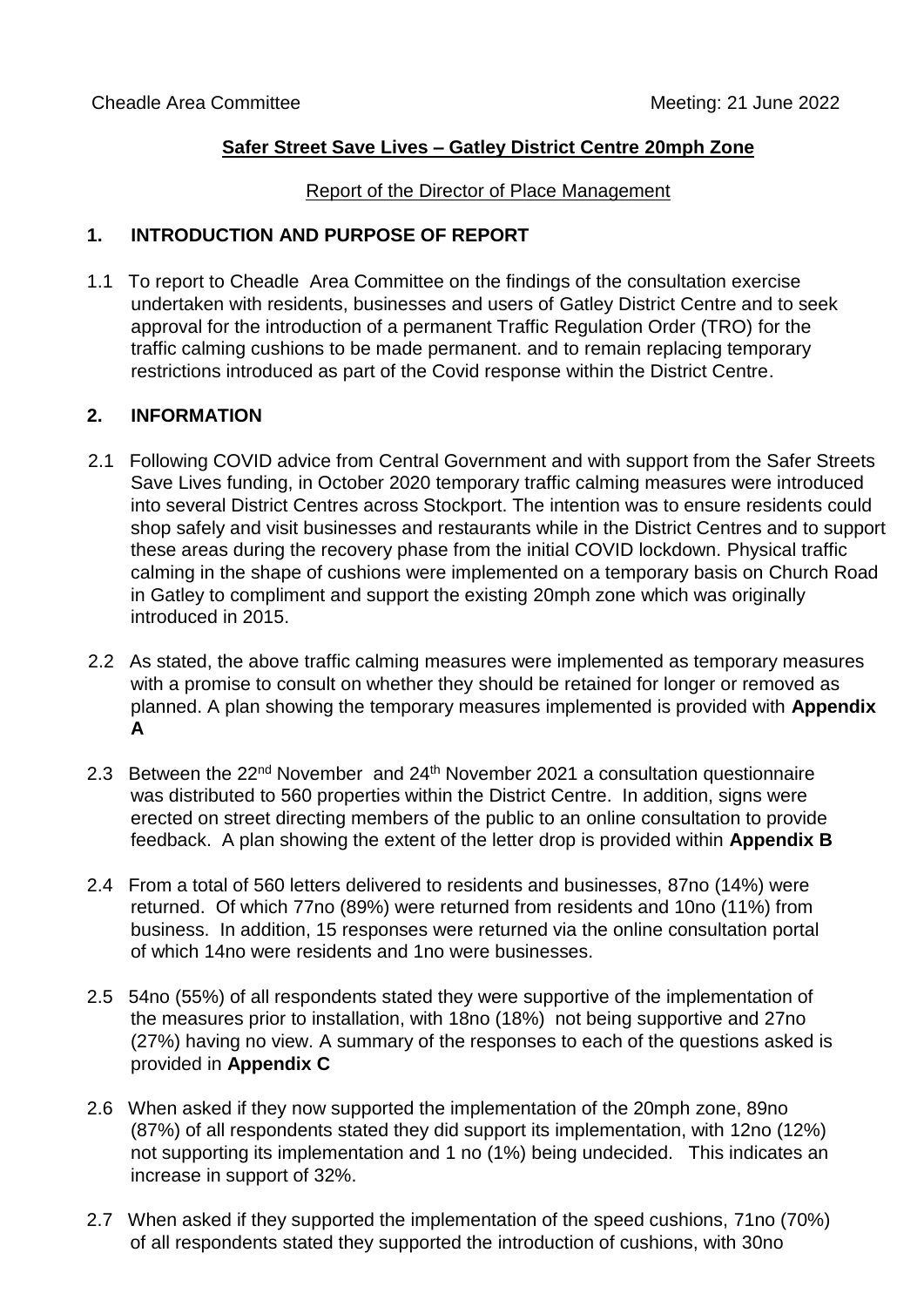Cheadle Area Committee Meeting: 21 June 2022

**Safer Street Save Lives – Gatley District Centre 20mph Zone**

Report of the Director of Place Management

## 1. INTRODUCTION AND PURPOSE OF REPORT

1.1 To report to Cheadle Area Committee on the findings of the consultation exercise undertaken with residents, businesses and users of Gatley District Centre and to seek approval for the introduction of a permanent Traffic Regulation Order (TRO) for the traffic calming cushions to be made permanent. and to remain replacing temporary restrictions introduced as part of the Covid response within the District Centre.

## 2. INFORMATION

2.1 Following COVID advice from Central Government and with support from the Safer Streets Save Lives funding, in October 2020 temporary traffic calming measures were introduced into several District Centres across Stockport. The intention was to ensure residents could shop safely and visit businesses and restaurants while in the District Centres and to support these areas during the recovery phase from the initial COVID lockdown. Physical traffic calming in the shape of cushions were implemented on a temporary basis on Church Road in Gatley to compliment and support the existing 20mph zone which was originally introduced in 2015.

2.2 As stated, the above traffic calming measures were implemented as temporary measures with a promise to consult on whether they should be retained for longer or removed as planned. A plan showing the temporary measures implemented is provided with **Appendix A**

2.3 Between the 22nd November and 24th November 2021 a consultation questionnaire was distributed to 560 properties within the District Centre. In addition, signs were erected on street directing members of the public to an online consultation to provide feedback. A plan showing the extent of the letter drop is provided within **Appendix B**

2.4 From a total of 560 letters delivered to residents and businesses, 87no (14%) were returned. Of which 77no (89%) were returned from residents and 10no (11%) from business. In addition, 15 responses were returned via the online consultation portal of which 14no were residents and 1no were businesses.

2.5 54no (55%) of all respondents stated they were supportive of the implementation of the measures prior to installation, with 18no (18%) not being supportive and 27no (27%) having no view. A summary of the responses to each of the questions asked is provided in **Appendix C**

2.6 When asked if they now supported the implementation of the 20mph zone, 89no (87%) of all respondents stated they did support its implementation, with 12no (12%) not supporting its implementation and 1 no (1%) being undecided. This indicates an increase in support of 32%.

2.7 When asked if they supported the implementation of the speed cushions, 71no (70%) of all respondents stated they supported the introduction of cushions, with 30no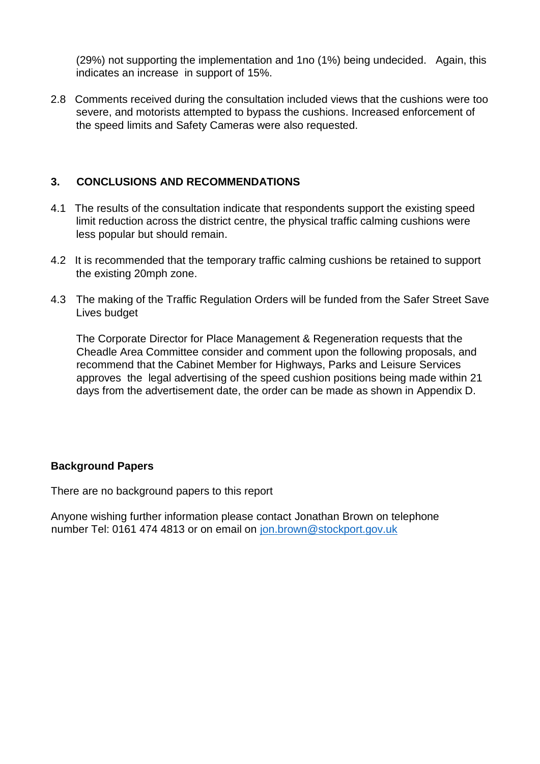(29%) not supporting the implementation and 1no (1%) being undecided. Again, this indicates an increase in support of 15%.

2.8 Comments received during the consultation included views that the cushions were too severe, and motorists attempted to bypass the cushions. Increased enforcement of the speed limits and Safety Cameras were also requested.

### 3. CONCLUSIONS AND RECOMMENDATIONS

4.1 The results of the consultation indicate that respondents support the existing speed limit reduction across the district centre, the physical traffic calming cushions were less popular but should remain.

4.2 It is recommended that the temporary traffic calming cushions be retained to support the existing 20mph zone.

4.3 The making of the Traffic Regulation Orders will be funded from the Safer Street Save Lives budget

The Corporate Director for Place Management & Regeneration requests that the Cheadle Area Committee consider and comment upon the following proposals, and recommend that the Cabinet Member for Highways, Parks and Leisure Services approves the legal advertising of the speed cushion positions being made within 21 days from the advertisement date, the order can be made as shown in Appendix D.

**Background Papers**

There are no background papers to this report

Anyone wishing further information please contact Jonathan Brown on telephone number Tel: 0161 474 4813 or on email on jon.brown@stockport.gov.uk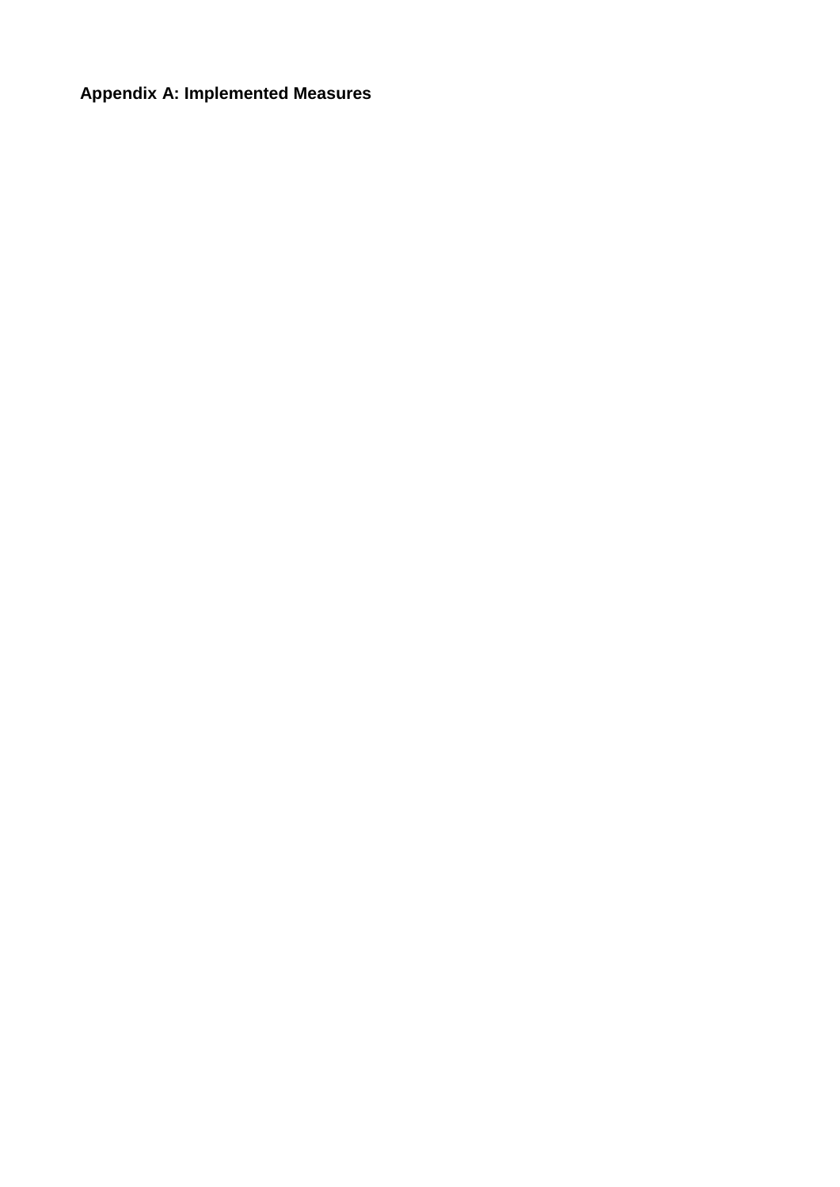**Appendix A: Implemented Measures**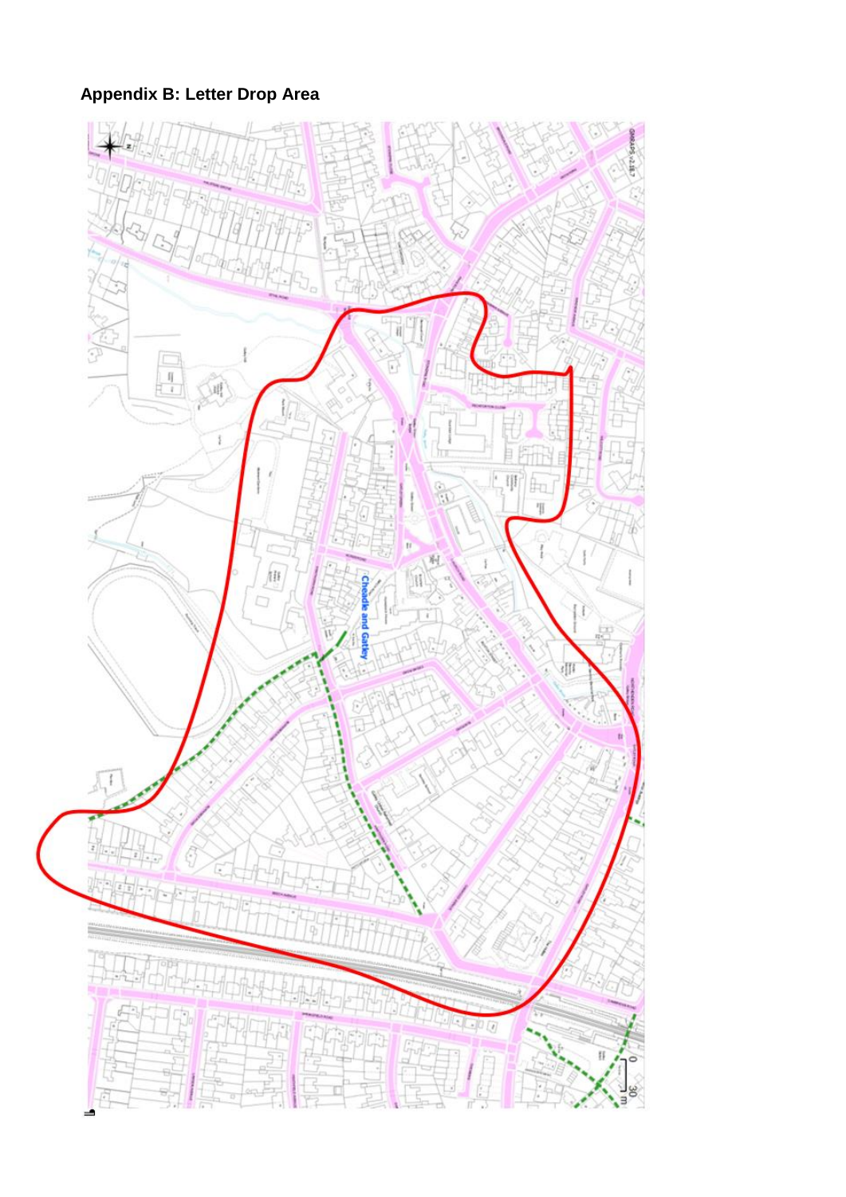## Appendix B: Letter Drop Area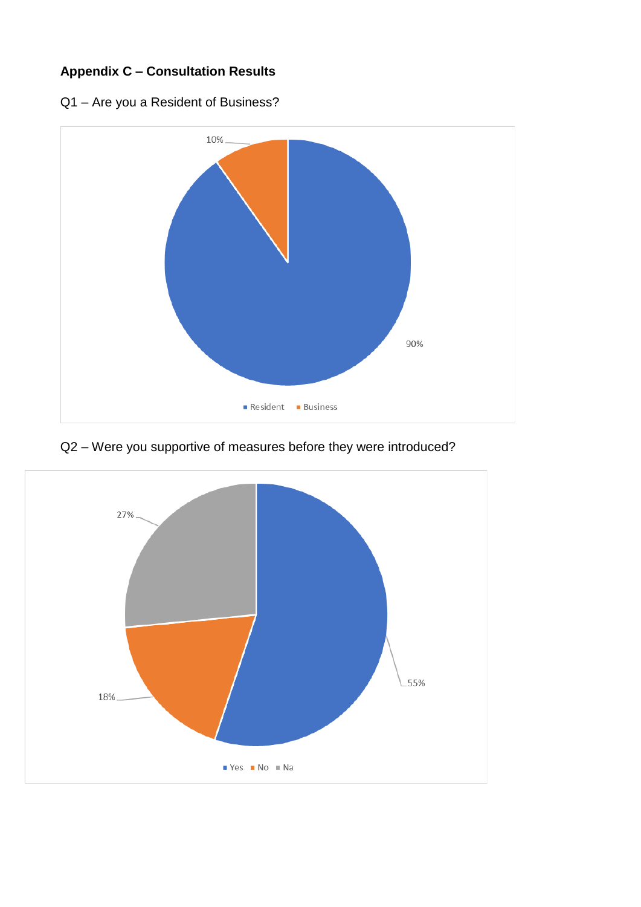**Appendix C – Consultation Results**

Q1 – Are you a Resident of Business?

| Response | Percentage |
|---|---|
| Resident | 90% |
| Business | 10% |

Q2 – Were you supportive of measures before they were introduced?

| Response | Percentage |
|---|---|
| Yes | 55% |
| No | 18% |
| Na | 27% |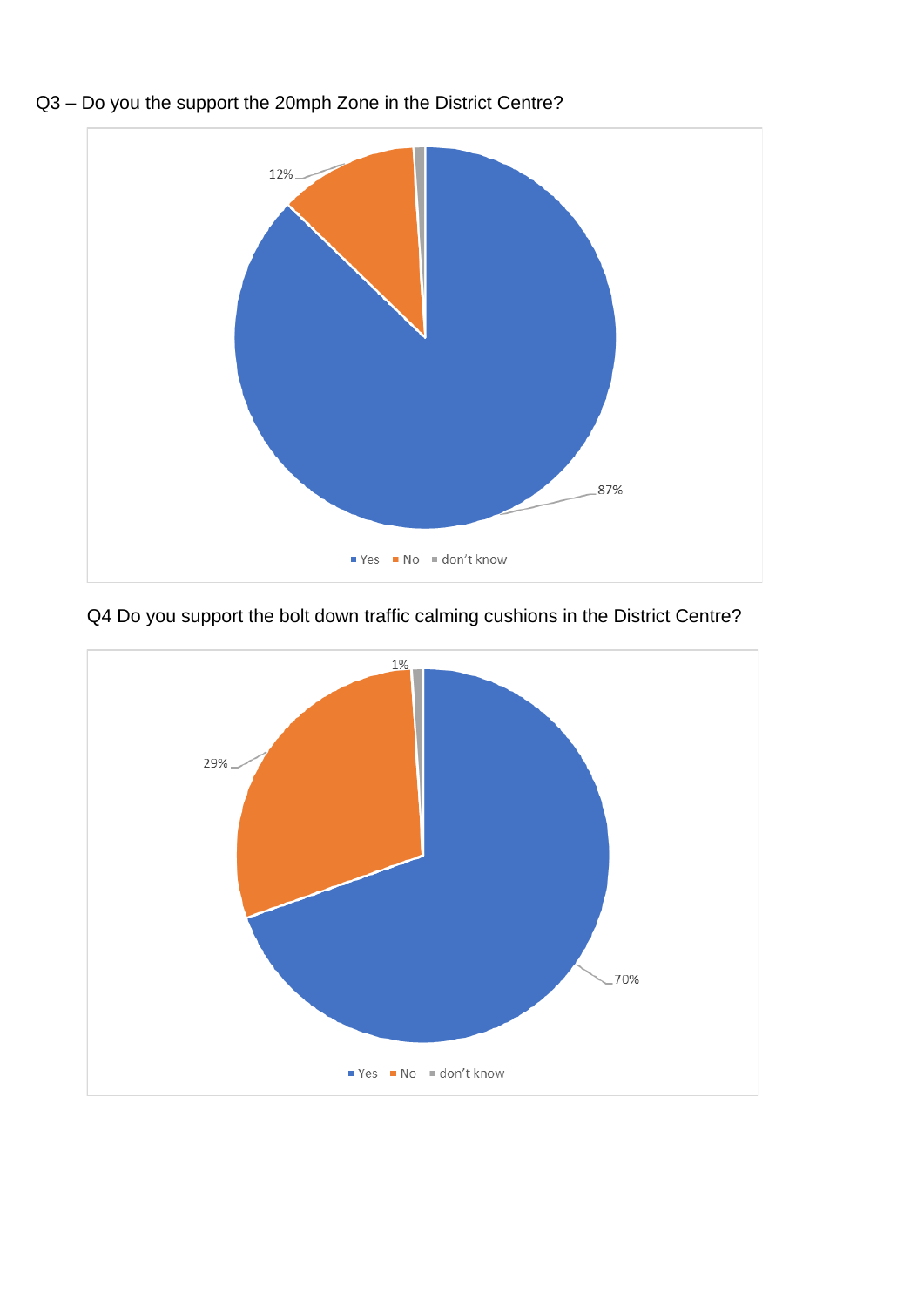Q3 – Do you the support the 20mph Zone in the District Centre?

12%

87%

Yes  No  don't know

Q4 Do you support the bolt down traffic calming cushions in the District Centre?

1%

29%

70%

Yes  No  don't know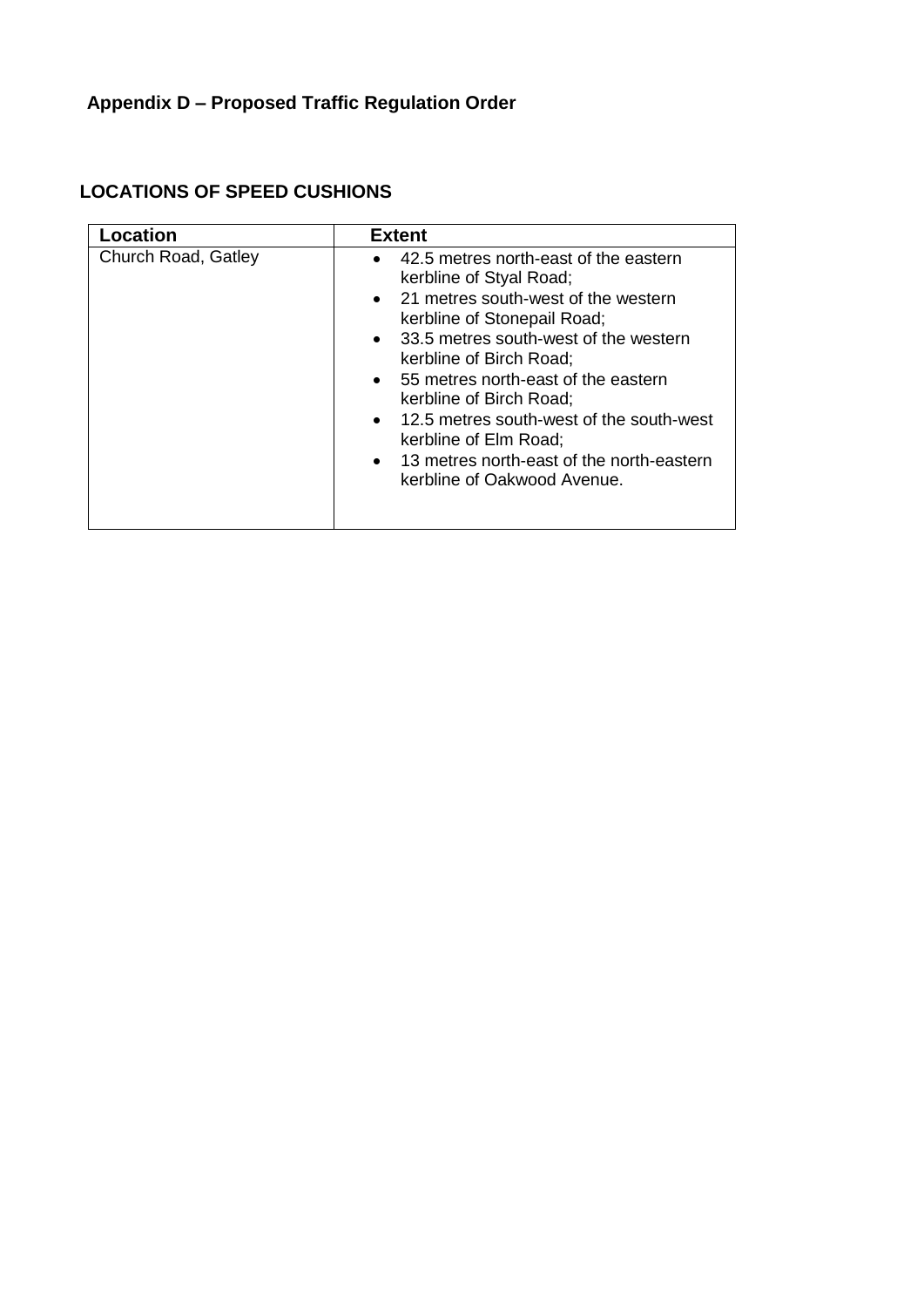## Appendix D – Proposed Traffic Regulation Order

### LOCATIONS OF SPEED CUSHIONS

| Location | Extent |
|---|---|
| Church Road, Gatley | • 42.5 metres north-east of the eastern kerbline of Styal Road;<br>• 21 metres south-west of the western kerbline of Stonepail Road;<br>• 33.5 metres south-west of the western kerbline of Birch Road;<br>• 55 metres north-east of the eastern kerbline of Birch Road;<br>• 12.5 metres south-west of the south-west kerbline of Elm Road;<br>• 13 metres north-east of the north-eastern kerbline of Oakwood Avenue. |